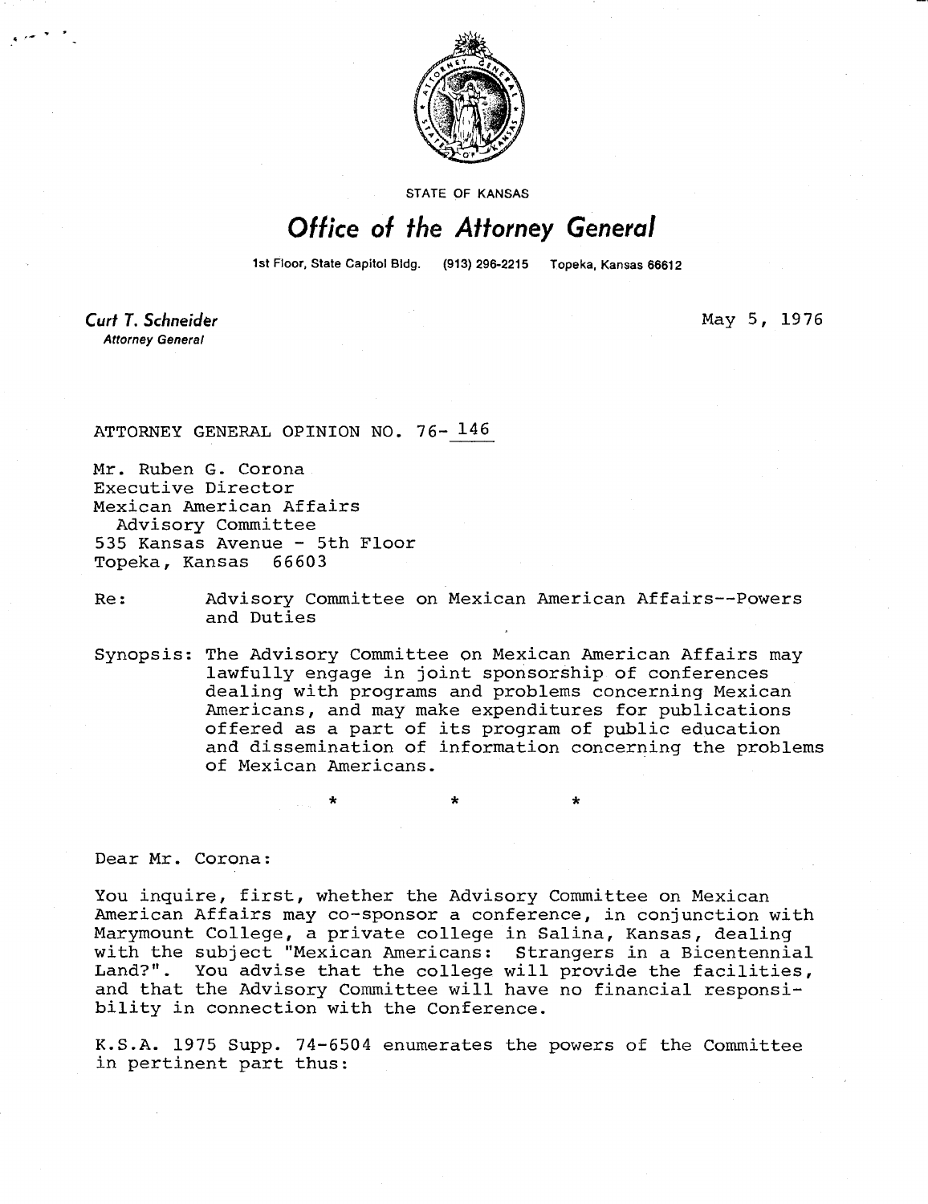STATE OF KANSAS

# Office of the Attorney General

1st Floor, State Capitol Bldg. (913) 296-2215 Topeka, Kansas 66612

**Curt T. Schneider**
*Attorney General*

May 5, 1976

ATTORNEY GENERAL OPINION NO. 76- 146

Mr. Ruben G. Corona
Executive Director
Mexican American Affairs
Advisory Committee
535 Kansas Avenue - 5th Floor
Topeka, Kansas 66603

Re: Advisory Committee on Mexican American Affairs--Powers and Duties

Synopsis: The Advisory Committee on Mexican American Affairs may lawfully engage in joint sponsorship of conferences dealing with programs and problems concerning Mexican Americans, and may make expenditures for publications offered as a part of its program of public education and dissemination of information concerning the problems of Mexican Americans.

\* \* \*

Dear Mr. Corona:

You inquire, first, whether the Advisory Committee on Mexican American Affairs may co-sponsor a conference, in conjunction with Marymount College, a private college in Salina, Kansas, dealing with the subject "Mexican Americans: Strangers in a Bicentennial Land?". You advise that the college will provide the facilities, and that the Advisory Committee will have no financial responsibility in connection with the Conference.

K.S.A. 1975 Supp. 74-6504 enumerates the powers of the Committee in pertinent part thus: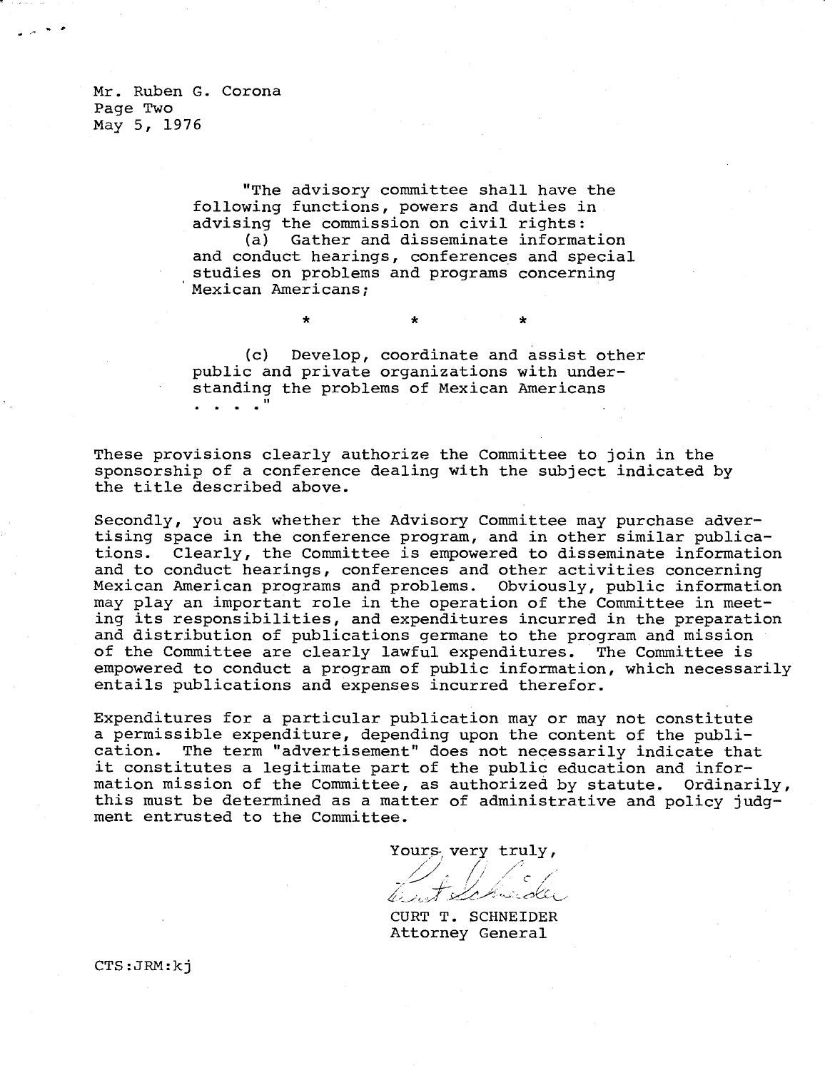Mr. Ruben G. Corona
Page Two
May 5, 1976

> "The advisory committee shall have the following functions, powers and duties in advising the commission on civil rights:
>
> (a) Gather and disseminate information and conduct hearings, conferences and special studies on problems and programs concerning Mexican Americans;
>
> \* \* \*
>
> (c) Develop, coordinate and assist other public and private organizations with understanding the problems of Mexican Americans . . . ."

These provisions clearly authorize the Committee to join in the sponsorship of a conference dealing with the subject indicated by the title described above.

Secondly, you ask whether the Advisory Committee may purchase advertising space in the conference program, and in other similar publications. Clearly, the Committee is empowered to disseminate information and to conduct hearings, conferences and other activities concerning Mexican American programs and problems. Obviously, public information may play an important role in the operation of the Committee in meeting its responsibilities, and expenditures incurred in the preparation and distribution of publications germane to the program and mission of the Committee are clearly lawful expenditures. The Committee is empowered to conduct a program of public information, which necessarily entails publications and expenses incurred therefor.

Expenditures for a particular publication may or may not constitute a permissible expenditure, depending upon the content of the publication. The term "advertisement" does not necessarily indicate that it constitutes a legitimate part of the public education and information mission of the Committee, as authorized by statute. Ordinarily, this must be determined as a matter of administrative and policy judgment entrusted to the Committee.

Yours very truly,

Curt Schneider

CURT T. SCHNEIDER
Attorney General

CTS:JRM:kj